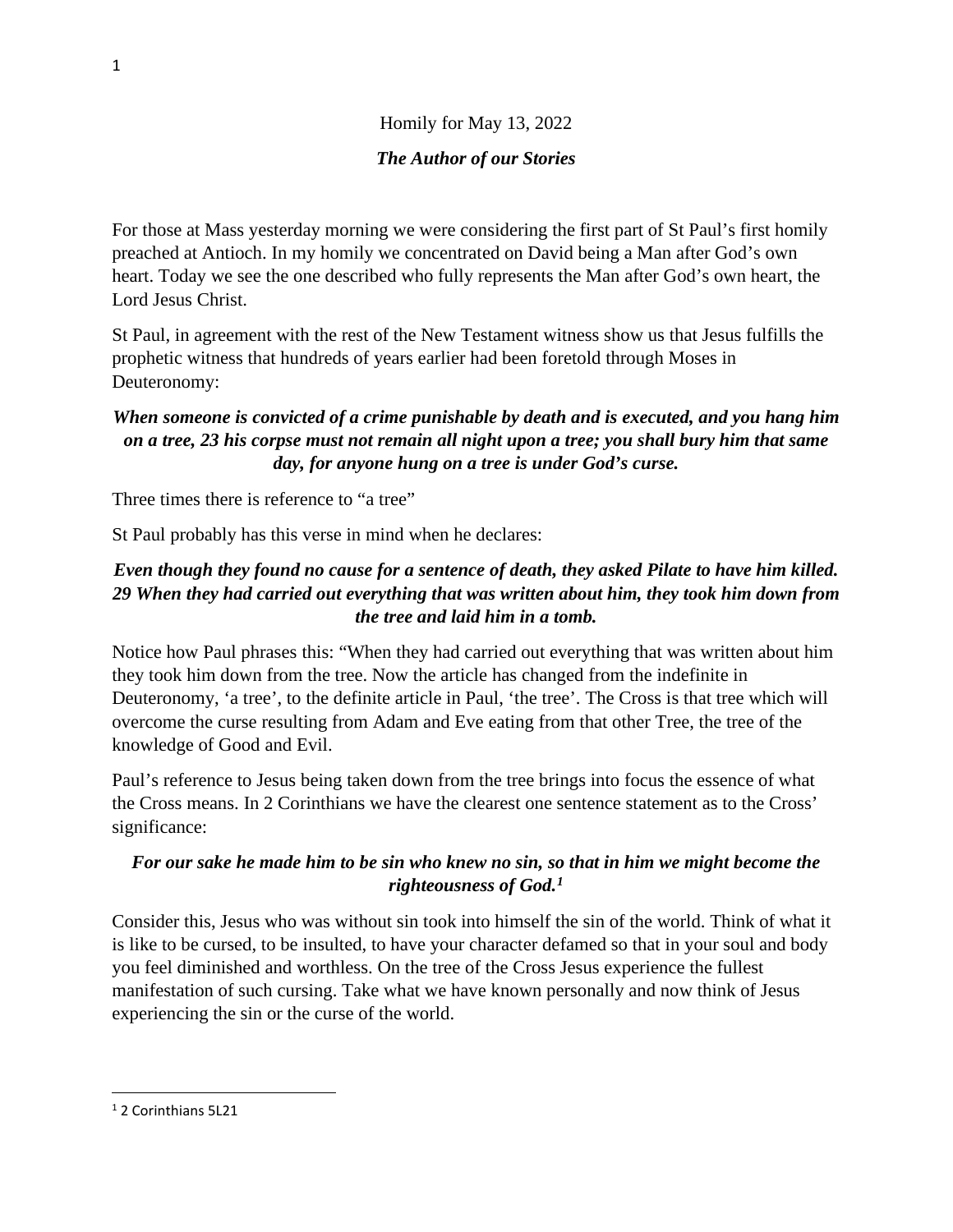Homily for May 13, 2022

***The Author of our Stories***

For those at Mass yesterday morning we were considering the first part of St Paul's first homily preached at Antioch. In my homily we concentrated on David being a Man after God's own heart. Today we see the one described who fully represents the Man after God's own heart, the Lord Jesus Christ.

St Paul, in agreement with the rest of the New Testament witness show us that Jesus fulfills the prophetic witness that hundreds of years earlier had been foretold through Moses in Deuteronomy:

***When someone is convicted of a crime punishable by death and is executed, and you hang him on a tree, 23 his corpse must not remain all night upon a tree; you shall bury him that same day, for anyone hung on a tree is under God's curse.***

Three times there is reference to "a tree"

St Paul probably has this verse in mind when he declares:

***Even though they found no cause for a sentence of death, they asked Pilate to have him killed. 29 When they had carried out everything that was written about him, they took him down from the tree and laid him in a tomb.***

Notice how Paul phrases this: "When they had carried out everything that was written about him they took him down from the tree. Now the article has changed from the indefinite in Deuteronomy, 'a tree', to the definite article in Paul, 'the tree'. The Cross is that tree which will overcome the curse resulting from Adam and Eve eating from that other Tree, the tree of the knowledge of Good and Evil.

Paul's reference to Jesus being taken down from the tree brings into focus the essence of what the Cross means. In 2 Corinthians we have the clearest one sentence statement as to the Cross' significance:

***For our sake he made him to be sin who knew no sin, so that in him we might become the righteousness of God.***[1]

Consider this, Jesus who was without sin took into himself the sin of the world. Think of what it is like to be cursed, to be insulted, to have your character defamed so that in your soul and body you feel diminished and worthless. On the tree of the Cross Jesus experience the fullest manifestation of such cursing. Take what we have known personally and now think of Jesus experiencing the sin or the curse of the world.

---

[1] 2 Corinthians 5L21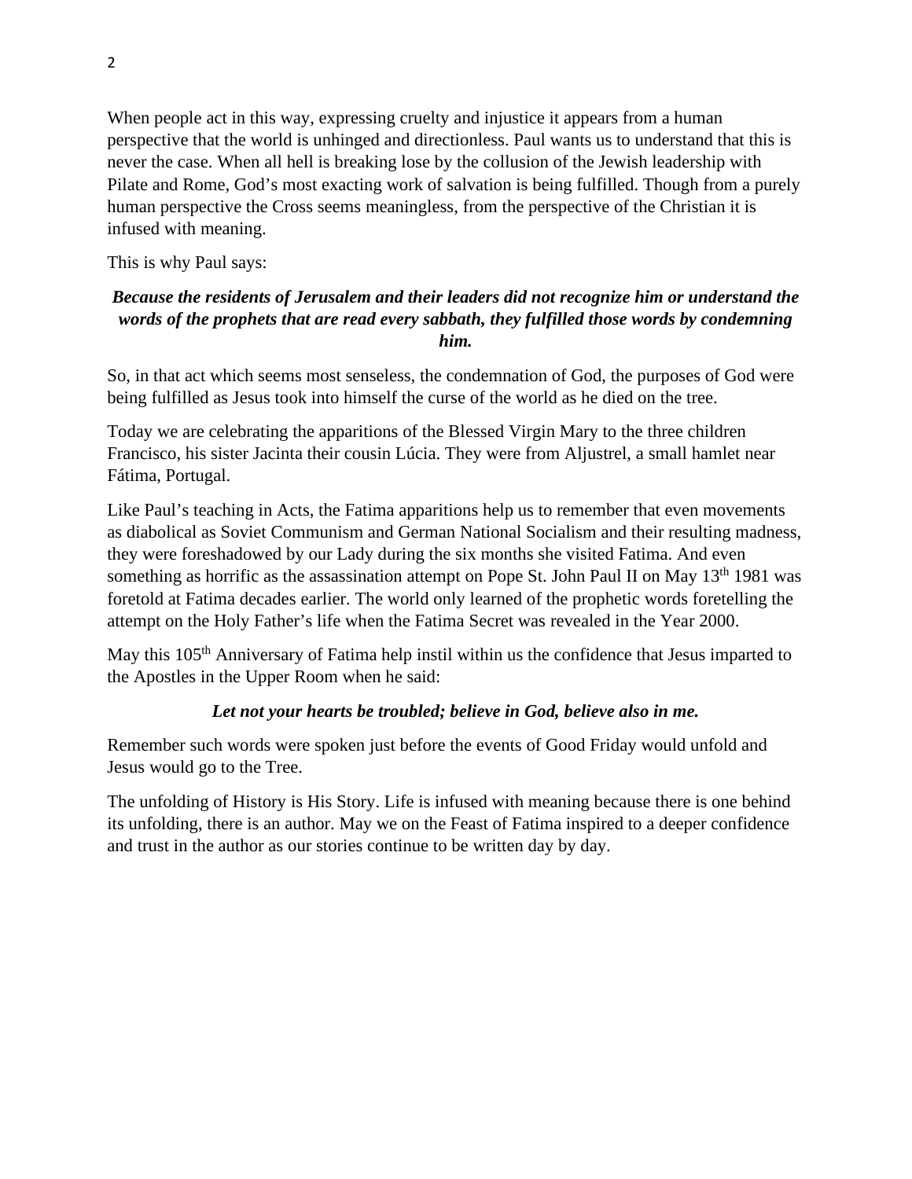When people act in this way, expressing cruelty and injustice it appears from a human perspective that the world is unhinged and directionless. Paul wants us to understand that this is never the case. When all hell is breaking lose by the collusion of the Jewish leadership with Pilate and Rome, God's most exacting work of salvation is being fulfilled. Though from a purely human perspective the Cross seems meaningless, from the perspective of the Christian it is infused with meaning.

This is why Paul says:

***Because the residents of Jerusalem and their leaders did not recognize him or understand the words of the prophets that are read every sabbath, they fulfilled those words by condemning him.***

So, in that act which seems most senseless, the condemnation of God, the purposes of God were being fulfilled as Jesus took into himself the curse of the world as he died on the tree.

Today we are celebrating the apparitions of the Blessed Virgin Mary to the three children Francisco, his sister Jacinta their cousin Lúcia. They were from Aljustrel, a small hamlet near Fátima, Portugal.

Like Paul's teaching in Acts, the Fatima apparitions help us to remember that even movements as diabolical as Soviet Communism and German National Socialism and their resulting madness, they were foreshadowed by our Lady during the six months she visited Fatima. And even something as horrific as the assassination attempt on Pope St. John Paul II on May 13th 1981 was foretold at Fatima decades earlier. The world only learned of the prophetic words foretelling the attempt on the Holy Father's life when the Fatima Secret was revealed in the Year 2000.

May this 105th Anniversary of Fatima help instil within us the confidence that Jesus imparted to the Apostles in the Upper Room when he said:

***Let not your hearts be troubled; believe in God, believe also in me.***

Remember such words were spoken just before the events of Good Friday would unfold and Jesus would go to the Tree.

The unfolding of History is His Story. Life is infused with meaning because there is one behind its unfolding, there is an author. May we on the Feast of Fatima inspired to a deeper confidence and trust in the author as our stories continue to be written day by day.